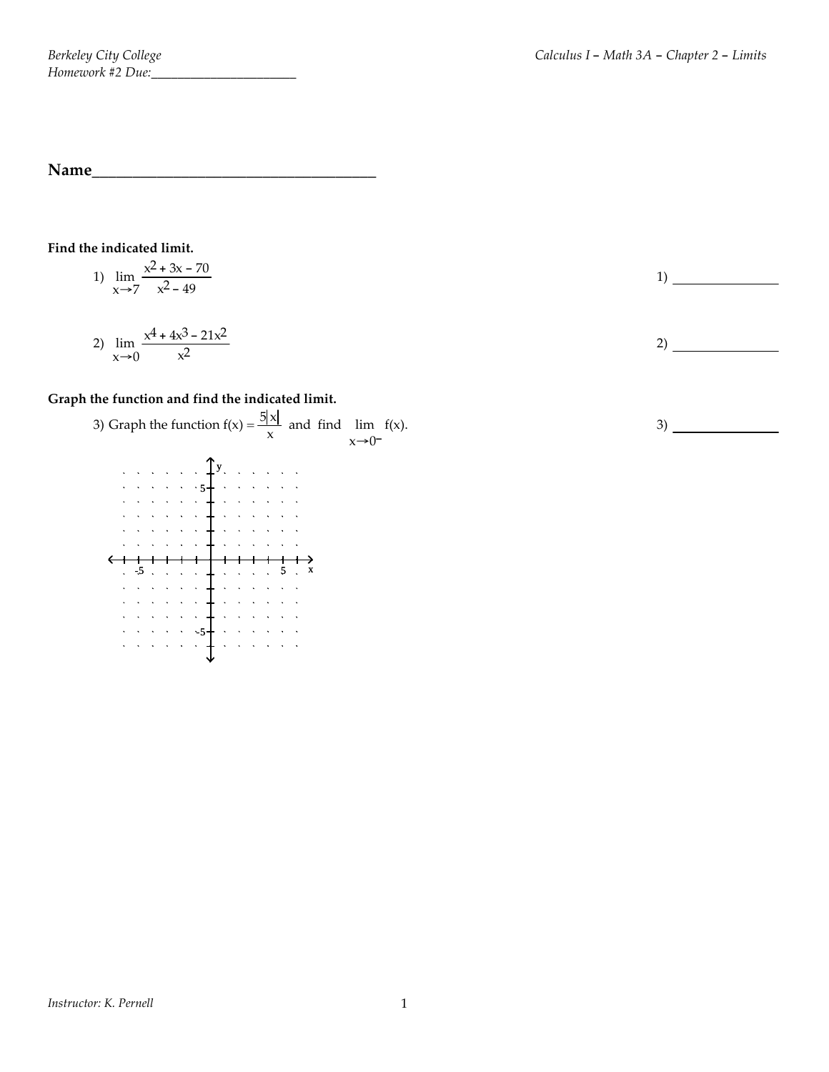Homework #2 Due:______________________

**Name**_____________________________________

**Find the indicated limit.**

1) $\lim_{x \to 7} \dfrac{x^2 + 3x - 70}{x^2 - 49}$

1) _______________

2) $\lim_{x \to 0} \dfrac{x^4 + 4x^3 - 21x^2}{x^2}$

2) _______________

**Graph the function and find the indicated limit.**

3) Graph the function $f(x) = \dfrac{5|x|}{x}$ and find $\lim_{x \to 0^-} f(x)$.

3) _______________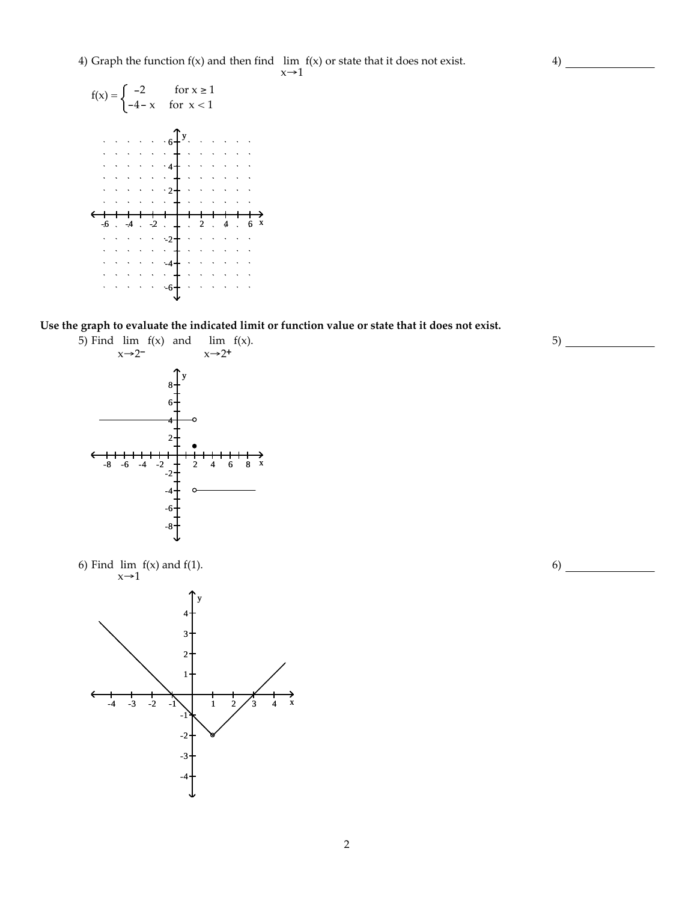4) Graph the function f(x) and then find $\lim_{x \to 1} f(x)$ or state that it does not exist.

4) ______________

$$f(x) = \begin{cases} -2 & \text{for } x \geq 1 \\ -4 - x & \text{for } x < 1 \end{cases}$$

**Use the graph to evaluate the indicated limit or function value or state that it does not exist.**

5) Find $\lim_{x \to 2^-} f(x)$ and $\lim_{x \to 2^+} f(x)$.

5) ______________

6) Find $\lim_{x \to 1} f(x)$ and $f(1)$.

6) ______________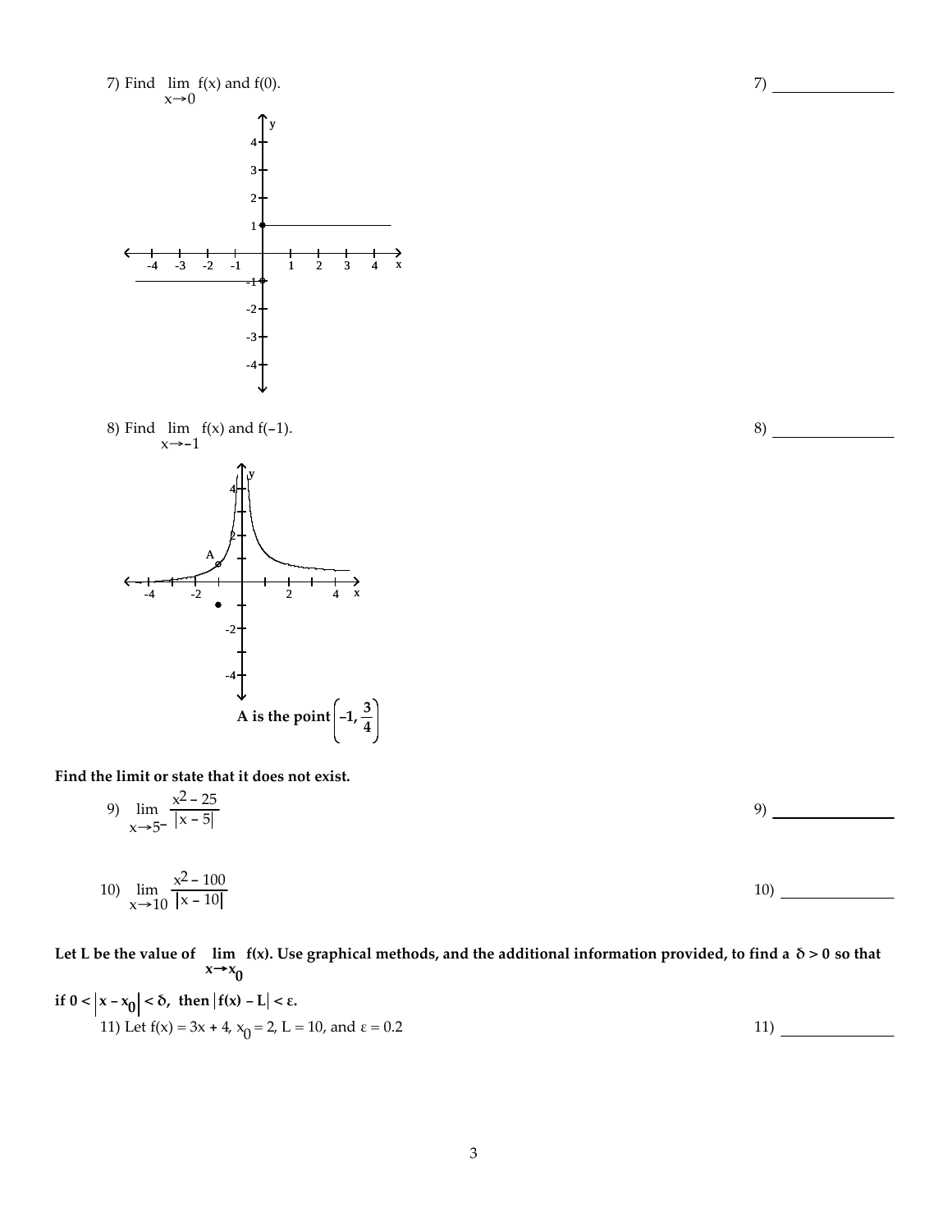7) Find $\lim_{x \to 0} f(x)$ and $f(0)$. 7) ________________

8) Find $\lim_{x \to -1} f(x)$ and $f(-1)$. 8) ________________

**A is the point $\left(-1, \frac{3}{4}\right)$**

**Find the limit or state that it does not exist.**

9) $\lim_{x \to 5^-} \frac{x^2 - 25}{|x - 5|}$ 9) ________________

10) $\lim_{x \to 10} \frac{x^2 - 100}{|x - 10|}$ 10) ________________

**Let L be the value of $\lim_{x \to x_0} f(x)$. Use graphical methods, and the additional information provided, to find a $\delta > 0$ so that if $0 < |x - x_0| < \delta$, then $|f(x) - L| < \varepsilon$.**

11) Let $f(x) = 3x + 4$, $x_0 = 2$, $L = 10$, and $\varepsilon = 0.2$ 11) ________________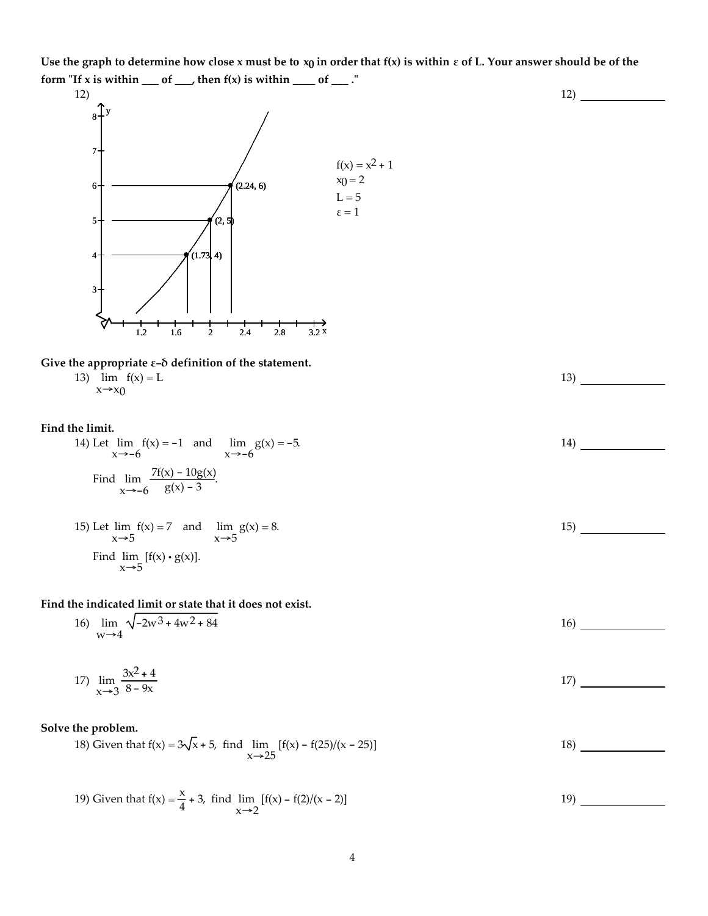**Use the graph to determine how close x must be to $x_0$ in order that f(x) is within ε of L. Your answer should be of the form "If x is within ___ of ___, then f(x) is within ____ of ___ ."**

12) 12) _______________

$f(x) = x^2 + 1$
$x_0 = 2$
$L = 5$
$\varepsilon = 1$

(2.24, 6)
(2, 5)
(1.73, 4)

**Give the appropriate ε–δ definition of the statement.**

13) $\lim\limits_{x \to x_0} f(x) = L$ 13) _______________

**Find the limit.**

14) Let $\lim\limits_{x \to -6} f(x) = -1$ and $\lim\limits_{x \to -6} g(x) = -5$. 14) _______________

Find $\lim\limits_{x \to -6} \dfrac{7f(x) - 10g(x)}{g(x) - 3}$.

15) Let $\lim\limits_{x \to 5} f(x) = 7$ and $\lim\limits_{x \to 5} g(x) = 8$. 15) _______________

Find $\lim\limits_{x \to 5} [f(x) \cdot g(x)]$.

**Find the indicated limit or state that it does not exist.**

16) $\lim\limits_{w \to 4} \sqrt{-2w^3 + 4w^2 + 84}$ 16) _______________

17) $\lim\limits_{x \to 3} \dfrac{3x^2 + 4}{8 - 9x}$ 17) _______________

**Solve the problem.**

18) Given that $f(x) = 3\sqrt{x} + 5$, find $\lim\limits_{x \to 25} [f(x) - f(25)/(x - 25)]$ 18) _______________

19) Given that $f(x) = \dfrac{x}{4} + 3$, find $\lim\limits_{x \to 2} [f(x) - f(2)/(x - 2)]$ 19) _______________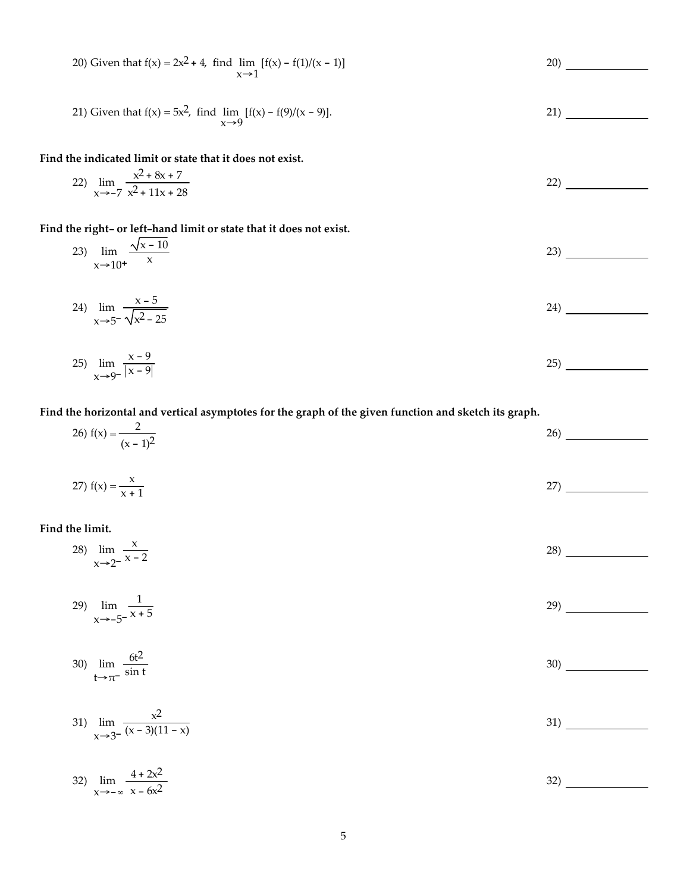20) Given that $f(x) = 2x^2 + 4$, find $\lim_{x \to 1} [f(x) - f(1)/(x - 1)]$

20) _______________

21) Given that $f(x) = 5x^2$, find $\lim_{x \to 9} [f(x) - f(9)/(x - 9)]$.

21) _______________

**Find the indicated limit or state that it does not exist.**

22) $\lim_{x \to -7} \dfrac{x^2 + 8x + 7}{x^2 + 11x + 28}$

22) _______________

**Find the right– or left–hand limit or state that it does not exist.**

23) $\lim_{x \to 10^+} \dfrac{\sqrt{x - 10}}{x}$

23) _______________

24) $\lim_{x \to 5^-} \dfrac{x - 5}{\sqrt{x^2 - 25}}$

24) _______________

25) $\lim_{x \to 9^-} \dfrac{x - 9}{|x - 9|}$

25) _______________

**Find the horizontal and vertical asymptotes for the graph of the given function and sketch its graph.**

26) $f(x) = \dfrac{2}{(x - 1)^2}$

26) _______________

27) $f(x) = \dfrac{x}{x + 1}$

27) _______________

**Find the limit.**

28) $\lim_{x \to 2^-} \dfrac{x}{x - 2}$

28) _______________

29) $\lim_{x \to -5^-} \dfrac{1}{x + 5}$

29) _______________

30) $\lim_{t \to \pi^-} \dfrac{6t^2}{\sin t}$

30) _______________

31) $\lim_{x \to 3^-} \dfrac{x^2}{(x - 3)(11 - x)}$

31) _______________

32) $\lim_{x \to -\infty} \dfrac{4 + 2x^2}{x - 6x^2}$

32) _______________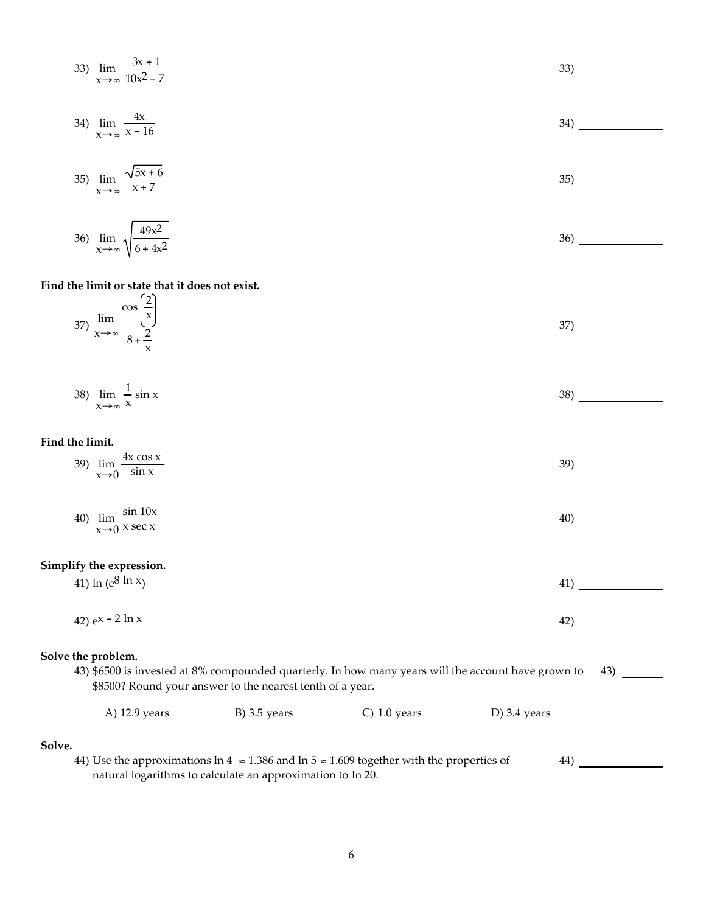33) $\lim\limits_{x \to \infty} \dfrac{3x + 1}{10x^2 - 7}$ 33) ______________

34) $\lim\limits_{x \to \infty} \dfrac{4x}{x - 16}$ 34) ______________

35) $\lim\limits_{x \to \infty} \dfrac{\sqrt{5x + 6}}{x + 7}$ 35) ______________

36) $\lim\limits_{x \to \infty} \sqrt{\dfrac{49x^2}{6 + 4x^2}}$ 36) ______________

**Find the limit or state that it does not exist.**

37) $\lim\limits_{x \to \infty} \dfrac{\cos\left(\dfrac{2}{x}\right)}{8 + \dfrac{2}{x}}$ 37) ______________

38) $\lim\limits_{x \to \infty} \dfrac{1}{x} \sin x$ 38) ______________

**Find the limit.**

39) $\lim\limits_{x \to 0} \dfrac{4x \cos x}{\sin x}$ 39) ______________

40) $\lim\limits_{x \to 0} \dfrac{\sin 10x}{x \sec x}$ 40) ______________

**Simplify the expression.**

41) $\ln\left(e^{8 \ln x}\right)$ 41) ______________

42) $e^{x - 2 \ln x}$ 42) ______________

**Solve the problem.**

43) \$6500 is invested at 8% compounded quarterly. In how many years will the account have grown to \$8500? Round your answer to the nearest tenth of a year. 43) _______

A) 12.9 years B) 3.5 years C) 1.0 years D) 3.4 years

**Solve.**

44) Use the approximations $\ln 4 \approx 1.386$ and $\ln 5 \approx 1.609$ together with the properties of natural logarithms to calculate an approximation to $\ln 20$. 44) ______________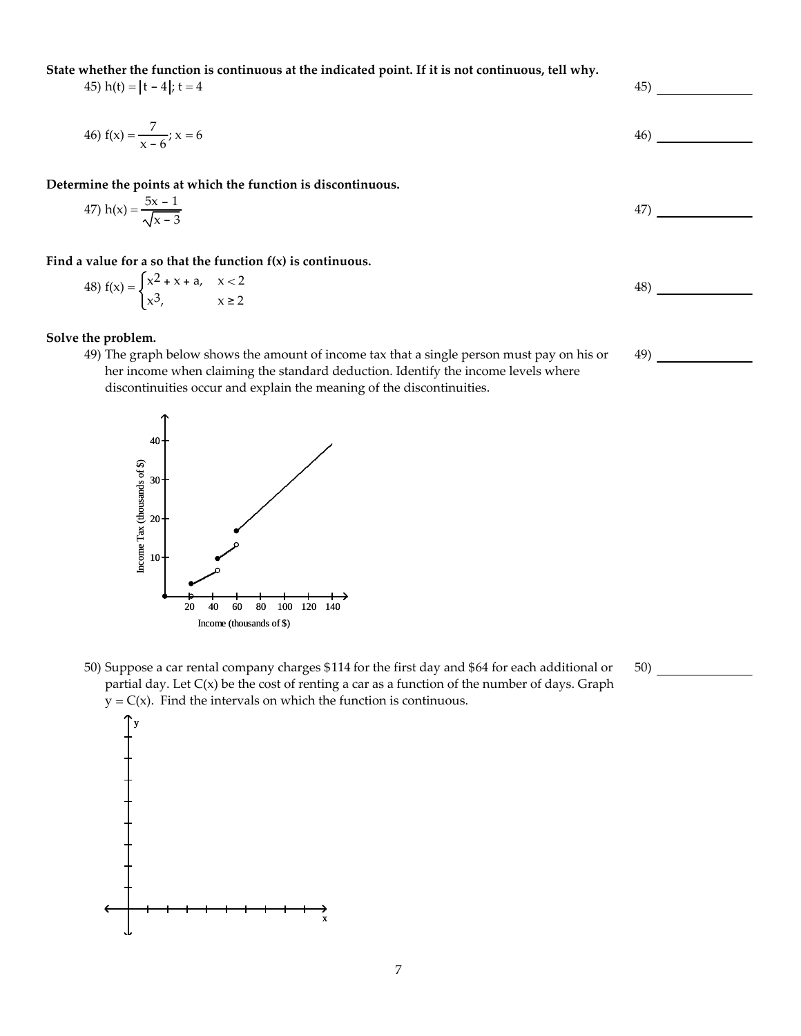**State whether the function is continuous at the indicated point. If it is not continuous, tell why.**

45) $h(t) = |t - 4|;\ t = 4$ 45) ______________

46) $f(x) = \dfrac{7}{x - 6};\ x = 6$ 46) ______________

**Determine the points at which the function is discontinuous.**

47) $h(x) = \dfrac{5x - 1}{\sqrt{x - 3}}$ 47) ______________

**Find a value for a so that the function f(x) is continuous.**

48) $f(x) = \begin{cases} x^2 + x + a, & x < 2 \\ x^3, & x \geq 2 \end{cases}$ 48) ______________

**Solve the problem.**

49) The graph below shows the amount of income tax that a single person must pay on his or her income when claiming the standard deduction. Identify the income levels where discontinuities occur and explain the meaning of the discontinuities. 49) ______________

50) Suppose a car rental company charges $114 for the first day and $64 for each additional or partial day. Let $C(x)$ be the cost of renting a car as a function of the number of days. Graph $y = C(x)$. Find the intervals on which the function is continuous. 50) ______________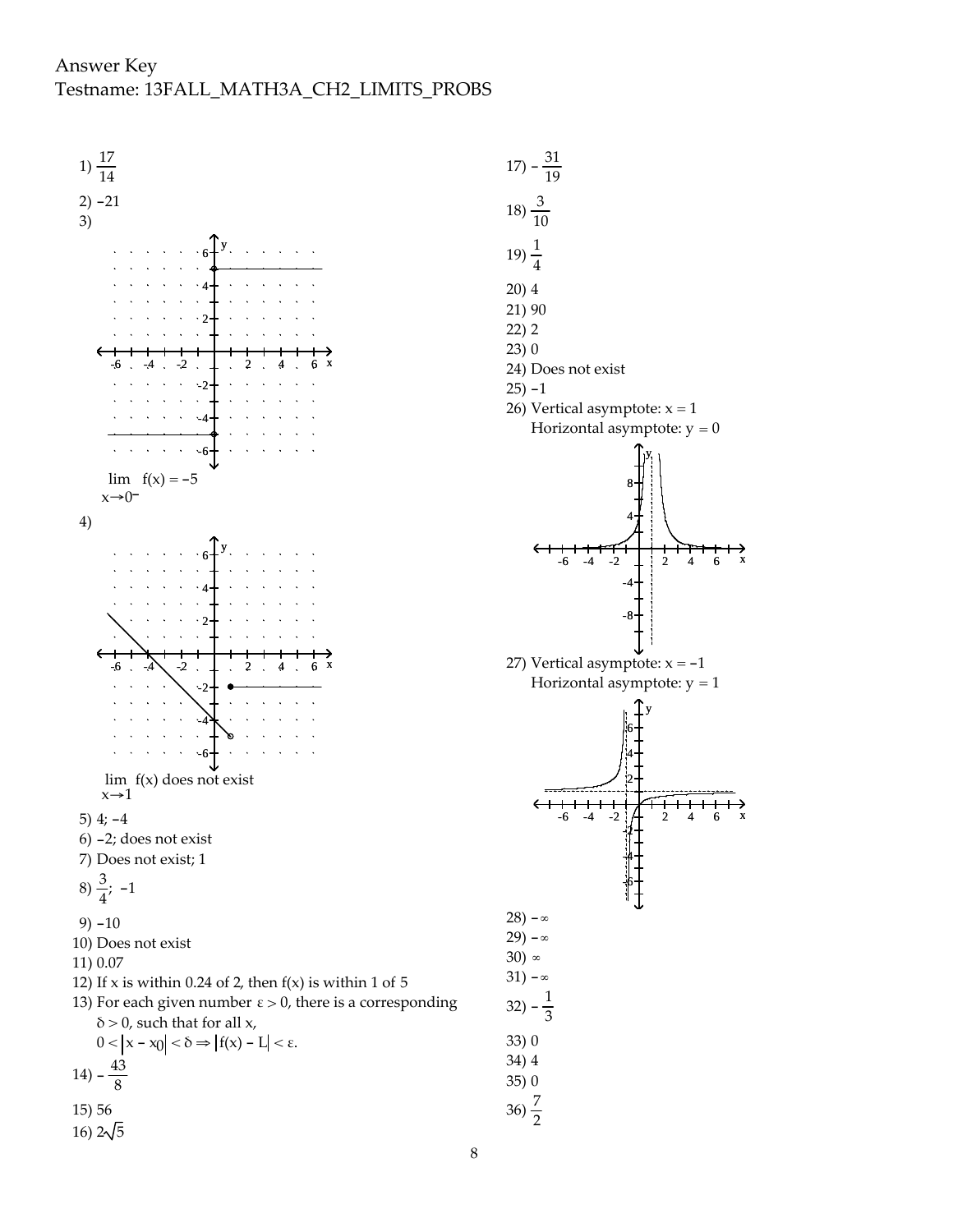Answer Key
Testname: 13FALL_MATH3A_CH2_LIMITS_PROBS

1) $\frac{17}{14}$

2) $-21$

3)

$\lim_{x \to 0^-} f(x) = -5$

4)

$\lim_{x \to 1} f(x)$ does not exist

5) 4; $-4$

6) $-2$; does not exist

7) Does not exist; 1

8) $\frac{3}{4}$; $-1$

9) $-10$

10) Does not exist

11) 0.07

12) If x is within 0.24 of 2, then f(x) is within 1 of 5

13) For each given number $\varepsilon > 0$, there is a corresponding $\delta > 0$, such that for all x, $0 < |x - x_0| < \delta \Rightarrow |f(x) - L| < \varepsilon$.

14) $-\frac{43}{8}$

15) 56

16) $2\sqrt{5}$

17) $-\frac{31}{19}$

18) $\frac{3}{10}$

19) $\frac{1}{4}$

20) 4

21) 90

22) 2

23) 0

24) Does not exist

25) $-1$

26) Vertical asymptote: $x = 1$
Horizontal asymptote: $y = 0$

27) Vertical asymptote: $x = -1$
Horizontal asymptote: $y = 1$

28) $-\infty$

29) $-\infty$

30) $\infty$

31) $-\infty$

32) $-\frac{1}{3}$

33) 0

34) 4

35) 0

36) $\frac{7}{2}$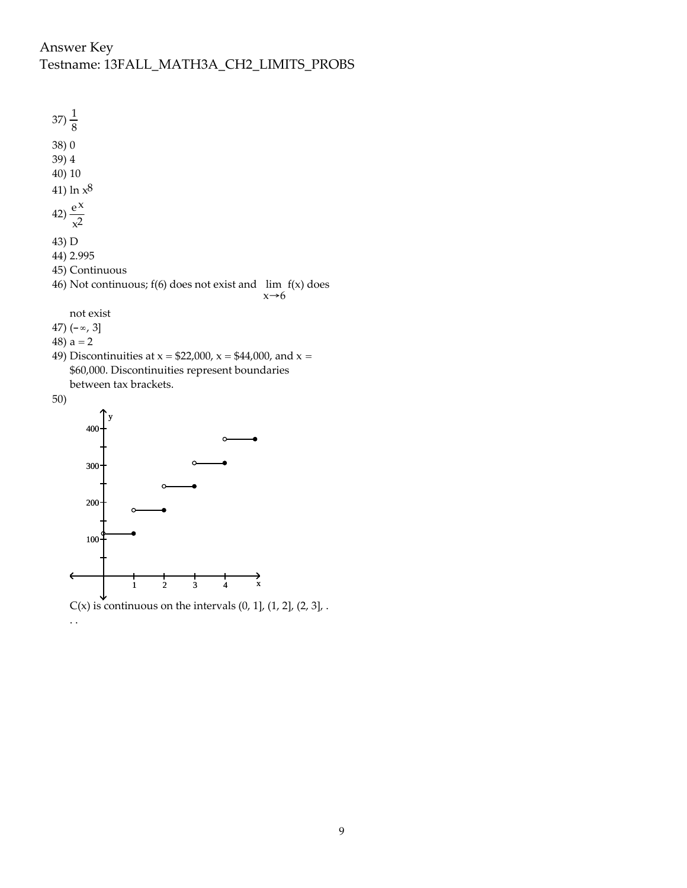Answer Key
Testname: 13FALL_MATH3A_CH2_LIMITS_PROBS

37) $\frac{1}{8}$

38) 0

39) 4

40) 10

41) $\ln x^8$

42) $\frac{e^x}{x^2}$

43) D

44) 2.995

45) Continuous

46) Not continuous; f(6) does not exist and $\lim_{x \to 6} f(x)$ does not exist

47) $(-\infty, 3]$

48) a = 2

49) Discontinuities at x = $22,000, x = $44,000, and x = $60,000. Discontinuities represent boundaries between tax brackets.

50)

y
400
300
200
100
1 2 3 4 x

C(x) is continuous on the intervals (0, 1], (1, 2], (2, 3], . . .